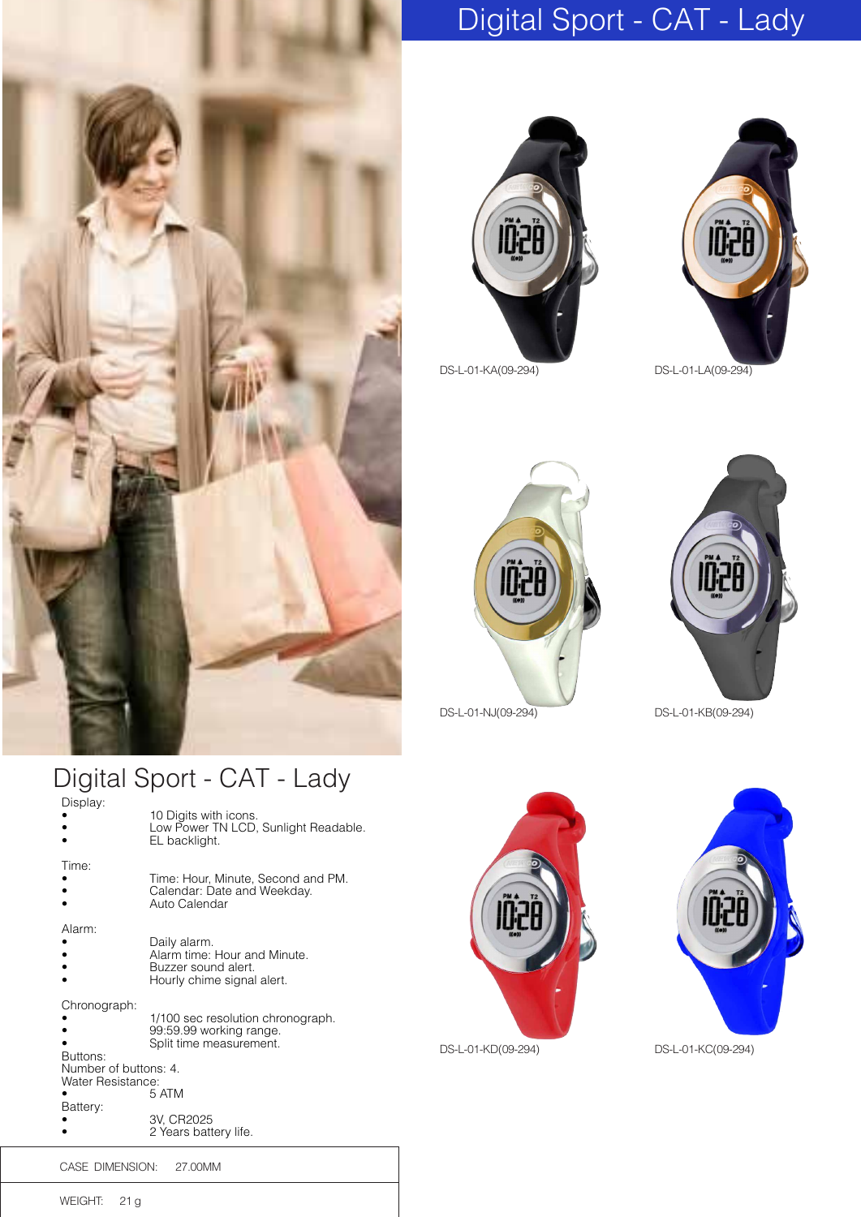# Digital Sport - CAT - Lady

DS-L-01-KA(09-294)

DS-L-01-LA(09-294)

DS-L-01-NJ(09-294)

DS-L-01-KB(09-294)

DS-L-01-KD(09-294)

DS-L-01-KC(09-294)

## Digital Sport - CAT - Lady

Display:

- 10 Digits with icons.
- Low Power TN LCD, Sunlight Readable.
- EL backlight.

Time:

- Time: Hour, Minute, Second and PM.
- Calendar: Date and Weekday.
- Auto Calendar

Alarm:

- Daily alarm.
- Alarm time: Hour and Minute.
- Buzzer sound alert.
- Hourly chime signal alert.

Chronograph:

- 1/100 sec resolution chronograph.
- 99:59.99 working range.
- Split time measurement.

Buttons:
Number of buttons: 4.

Water Resistance:

- 5 ATM

Battery:

- 3V, CR2025
- 2 Years battery life.

| | |
|---|---|
| CASE DIMENSION: | 27.00MM |
| WEIGHT: | 21 g |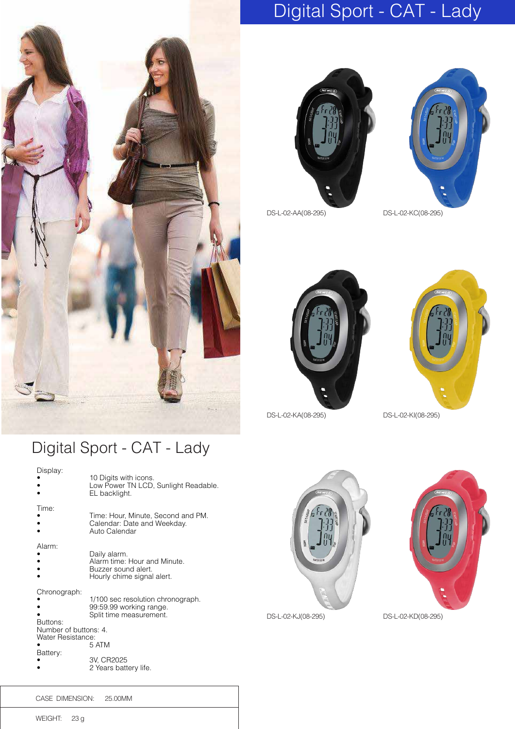# Digital Sport - CAT - Lady

DS-L-02-AA(08-295)

DS-L-02-KC(08-295)

DS-L-02-KA(08-295)

DS-L-02-KI(08-295)

DS-L-02-KJ(08-295)

DS-L-02-KD(08-295)

## Digital Sport - CAT - Lady

Display:

- 10 Digits with icons.
- Low Power TN LCD, Sunlight Readable.
- EL backlight.

Time:

- Time: Hour, Minute, Second and PM.
- Calendar: Date and Weekday.
- Auto Calendar

Alarm:

- Daily alarm.
- Alarm time: Hour and Minute.
- Buzzer sound alert.
- Hourly chime signal alert.

Chronograph:

- 1/100 sec resolution chronograph.
- 99:59.99 working range.
- Split time measurement.

Buttons:
Number of buttons: 4.
Water Resistance:

- 5 ATM

Battery:

- 3V, CR2025
- 2 Years battery life.

| | |
|---|---|
| CASE DIMENSION: | 25.00MM |
| WEIGHT: | 23 g |